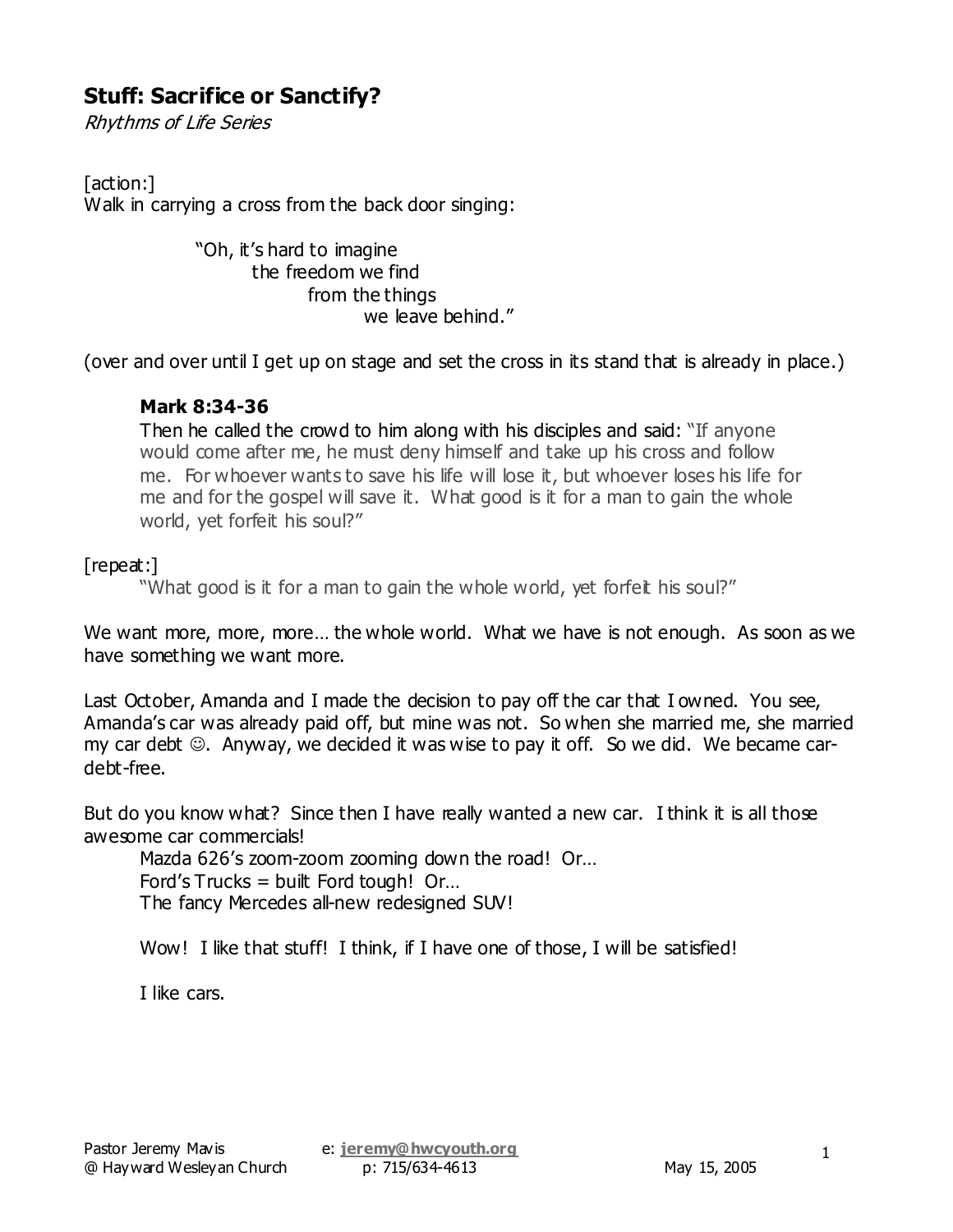## Stuff: Sacrifice or Sanctify?

*Rhythms of Life Series*

[action:]
Walk in carrying a cross from the back door singing:

> "Oh, it's hard to imagine
> the freedom we find
> from the things
> we leave behind."

(over and over until I get up on stage and set the cross in its stand that is already in place.)

> **Mark 8:34-36**
> Then he called the crowd to him along with his disciples and said: "If anyone would come after me, he must deny himself and take up his cross and follow me. For whoever wants to save his life will lose it, but whoever loses his life for me and for the gospel will save it. What good is it for a man to gain the whole world, yet forfeit his soul?"

[repeat:]

> "What good is it for a man to gain the whole world, yet forfeit his soul?"

We want more, more, more… the whole world. What we have is not enough. As soon as we have something we want more.

Last October, Amanda and I made the decision to pay off the car that I owned. You see, Amanda's car was already paid off, but mine was not. So when she married me, she married my car debt ☺. Anyway, we decided it was wise to pay it off. So we did. We became car-debt-free.

But do you know what? Since then I have really wanted a new car. I think it is all those awesome car commercials!

> Mazda 626's zoom-zoom zooming down the road! Or…
> Ford's Trucks = built Ford tough! Or…
> The fancy Mercedes all-new redesigned SUV!
>
> Wow! I like that stuff! I think, if I have one of those, I will be satisfied!
>
> I like cars.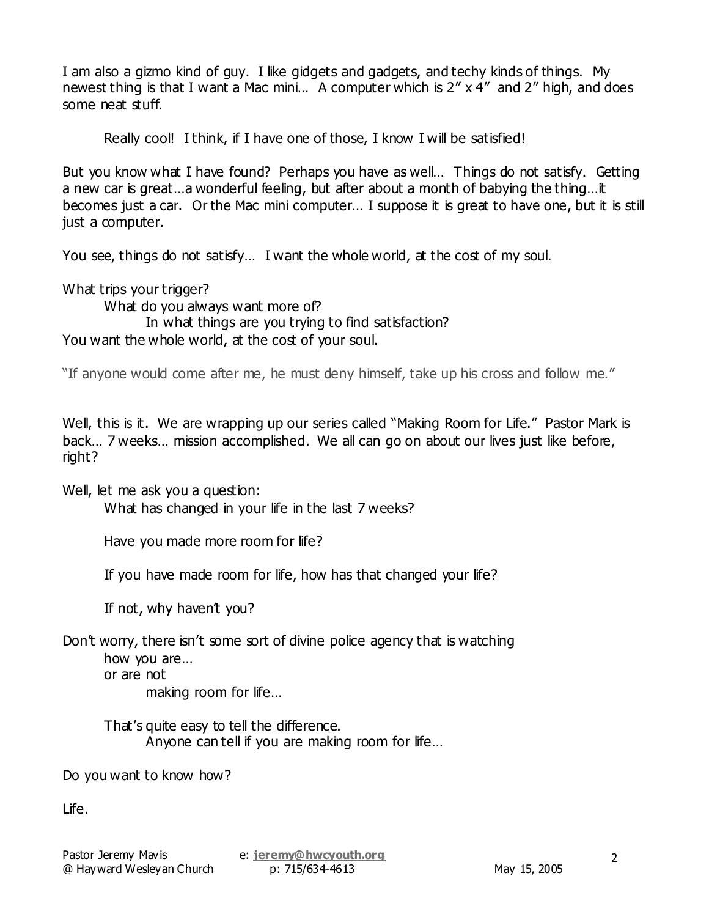I am also a gizmo kind of guy. I like gidgets and gadgets, and techy kinds of things. My newest thing is that I want a Mac mini… A computer which is 2" x 4" and 2" high, and does some neat stuff.

Really cool! I think, if I have one of those, I know I will be satisfied!

But you know what I have found? Perhaps you have as well… Things do not satisfy. Getting a new car is great…a wonderful feeling, but after about a month of babying the thing…it becomes just a car. Or the Mac mini computer… I suppose it is great to have one, but it is still just a computer.

You see, things do not satisfy… I want the whole world, at the cost of my soul.

What trips your trigger?
What do you always want more of?
In what things are you trying to find satisfaction?
You want the whole world, at the cost of your soul.

"If anyone would come after me, he must deny himself, take up his cross and follow me."

Well, this is it. We are wrapping up our series called "Making Room for Life." Pastor Mark is back… 7 weeks… mission accomplished. We all can go on about our lives just like before, right?

Well, let me ask you a question:
What has changed in your life in the last 7 weeks?

Have you made more room for life?

If you have made room for life, how has that changed your life?

If not, why haven't you?

Don't worry, there isn't some sort of divine police agency that is watching
how you are…
or are not
making room for life…

That's quite easy to tell the difference.
Anyone can tell if you are making room for life…

Do you want to know how?

Life.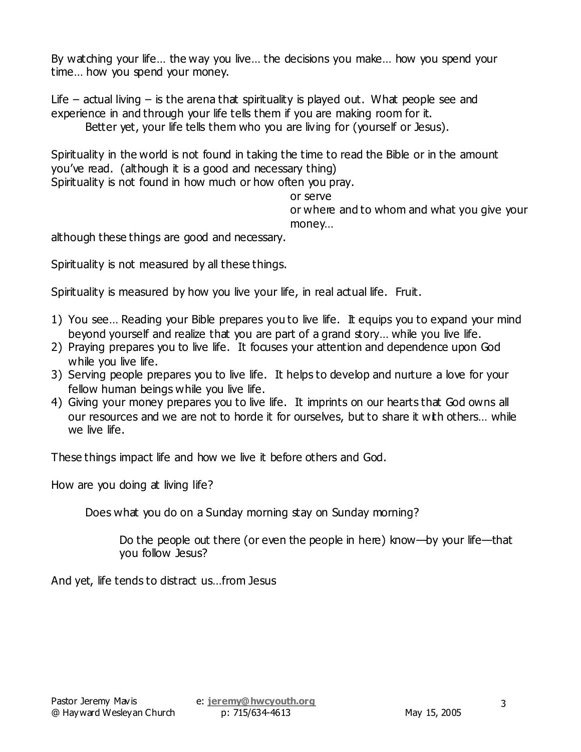By watching your life… the way you live… the decisions you make… how you spend your time… how you spend your money.

Life – actual living – is the arena that spirituality is played out. What people see and experience in and through your life tells them if you are making room for it.

Better yet, your life tells them who you are living for (yourself or Jesus).

Spirituality in the world is not found in taking the time to read the Bible or in the amount you've read. (although it is a good and necessary thing)
Spirituality is not found in how much or how often you pray.
or serve
or where and to whom and what you give your money…
although these things are good and necessary.

Spirituality is not measured by all these things.

Spirituality is measured by how you live your life, in real actual life. Fruit.

1) You see… Reading your Bible prepares you to live life. It equips you to expand your mind beyond yourself and realize that you are part of a grand story… while you live life.
2) Praying prepares you to live life. It focuses your attention and dependence upon God while you live life.
3) Serving people prepares you to live life. It helps to develop and nurture a love for your fellow human beings while you live life.
4) Giving your money prepares you to live life. It imprints on our hearts that God owns all our resources and we are not to horde it for ourselves, but to share it with others… while we live life.

These things impact life and how we live it before others and God.

How are you doing at living life?

Does what you do on a Sunday morning stay on Sunday morning?

Do the people out there (or even the people in here) know—by your life—that you follow Jesus?

And yet, life tends to distract us…from Jesus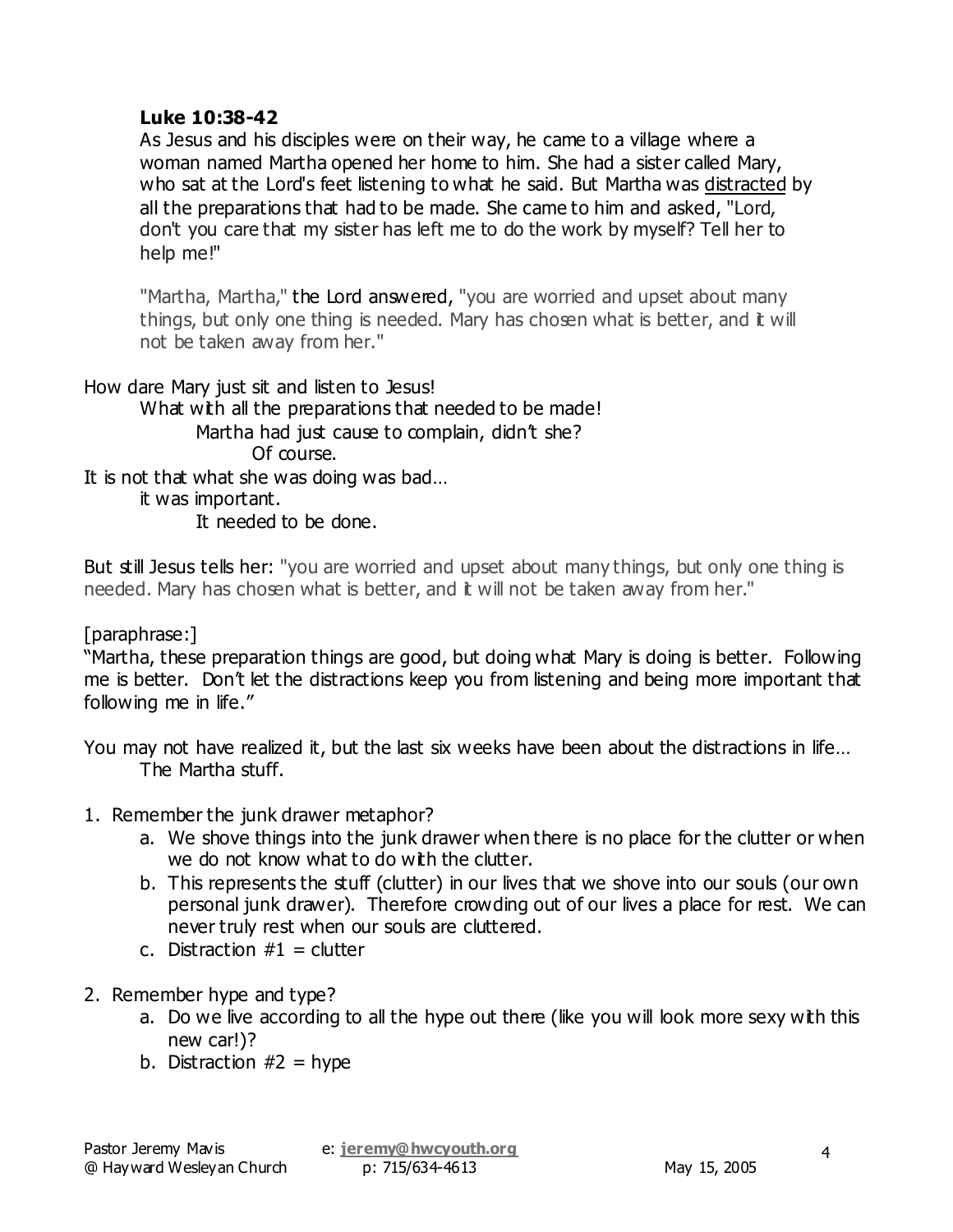**Luke 10:38-42**

As Jesus and his disciples were on their way, he came to a village where a woman named Martha opened her home to him. She had a sister called Mary, who sat at the Lord's feet listening to what he said. But Martha was distracted by all the preparations that had to be made. She came to him and asked, "Lord, don't you care that my sister has left me to do the work by myself? Tell her to help me!"

"Martha, Martha," the Lord answered, "you are worried and upset about many things, but only one thing is needed. Mary has chosen what is better, and it will not be taken away from her."

How dare Mary just sit and listen to Jesus!
What with all the preparations that needed to be made!
Martha had just cause to complain, didn't she?
Of course.
It is not that what she was doing was bad…
it was important.
It needed to be done.

But still Jesus tells her: "you are worried and upset about many things, but only one thing is needed. Mary has chosen what is better, and it will not be taken away from her."

[paraphrase:]
"Martha, these preparation things are good, but doing what Mary is doing is better. Following me is better. Don't let the distractions keep you from listening and being more important that following me in life."

You may not have realized it, but the last six weeks have been about the distractions in life…
The Martha stuff.

1. Remember the junk drawer metaphor?
   a. We shove things into the junk drawer when there is no place for the clutter or when we do not know what to do with the clutter.
   b. This represents the stuff (clutter) in our lives that we shove into our souls (our own personal junk drawer). Therefore crowding out of our lives a place for rest. We can never truly rest when our souls are cluttered.
   c. Distraction #1 = clutter
2. Remember hype and type?
   a. Do we live according to all the hype out there (like you will look more sexy with this new car!)?
   b. Distraction #2 = hype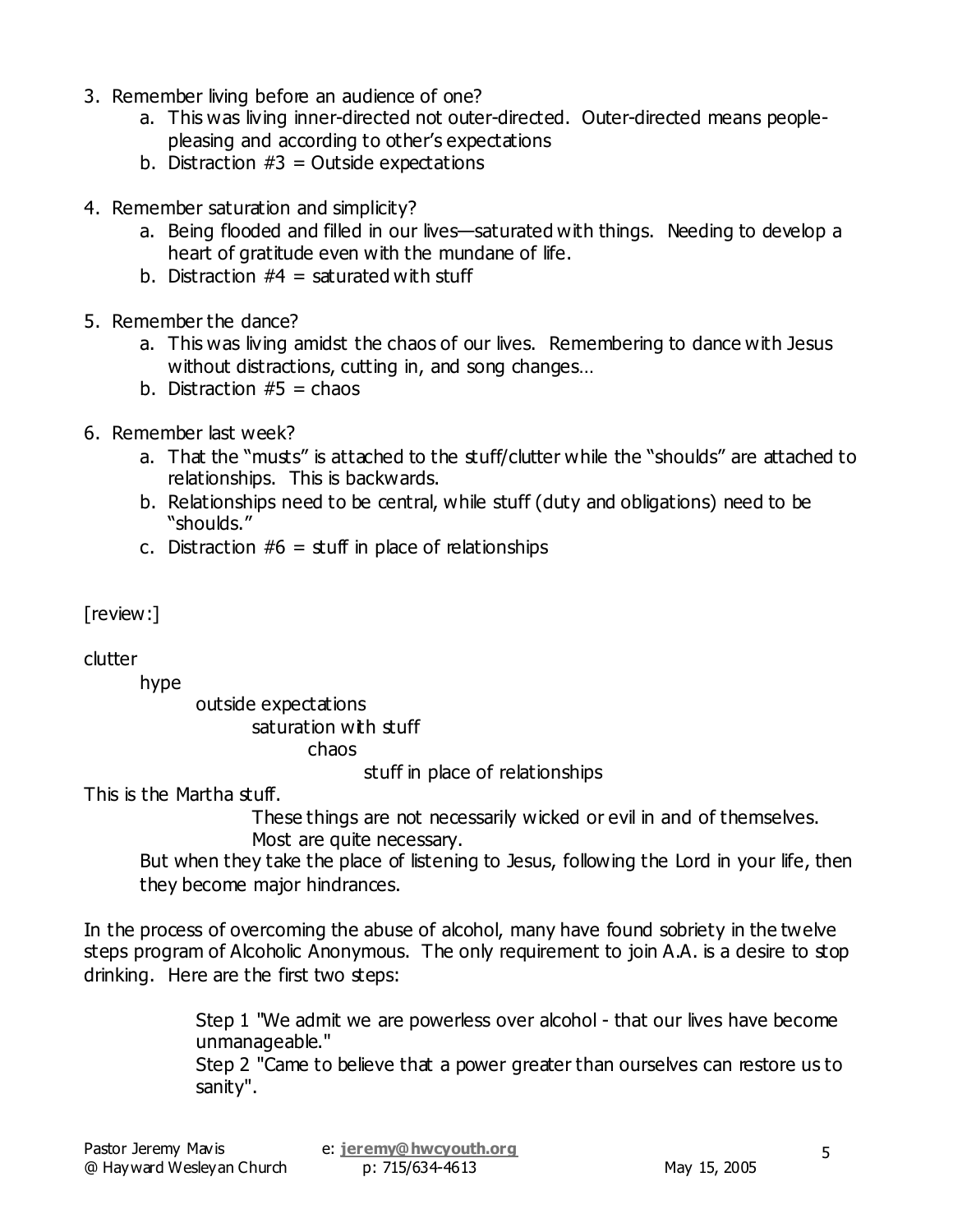3. Remember living before an audience of one?
    a. This was living inner-directed not outer-directed. Outer-directed means people-pleasing and according to other's expectations
    b. Distraction #3 = Outside expectations

4. Remember saturation and simplicity?
    a. Being flooded and filled in our lives—saturated with things. Needing to develop a heart of gratitude even with the mundane of life.
    b. Distraction #4 = saturated with stuff

5. Remember the dance?
    a. This was living amidst the chaos of our lives. Remembering to dance with Jesus without distractions, cutting in, and song changes…
    b. Distraction #5 = chaos

6. Remember last week?
    a. That the "musts" is attached to the stuff/clutter while the "shoulds" are attached to relationships. This is backwards.
    b. Relationships need to be central, while stuff (duty and obligations) need to be "shoulds."
    c. Distraction #6 = stuff in place of relationships

[review:]

clutter

hype

outside expectations

saturation with stuff

chaos

stuff in place of relationships

This is the Martha stuff.

These things are not necessarily wicked or evil in and of themselves. Most are quite necessary.

But when they take the place of listening to Jesus, following the Lord in your life, then they become major hindrances.

In the process of overcoming the abuse of alcohol, many have found sobriety in the twelve steps program of Alcoholic Anonymous. The only requirement to join A.A. is a desire to stop drinking. Here are the first two steps:

> Step 1 "We admit we are powerless over alcohol - that our lives have become unmanageable."
> Step 2 "Came to believe that a power greater than ourselves can restore us to sanity".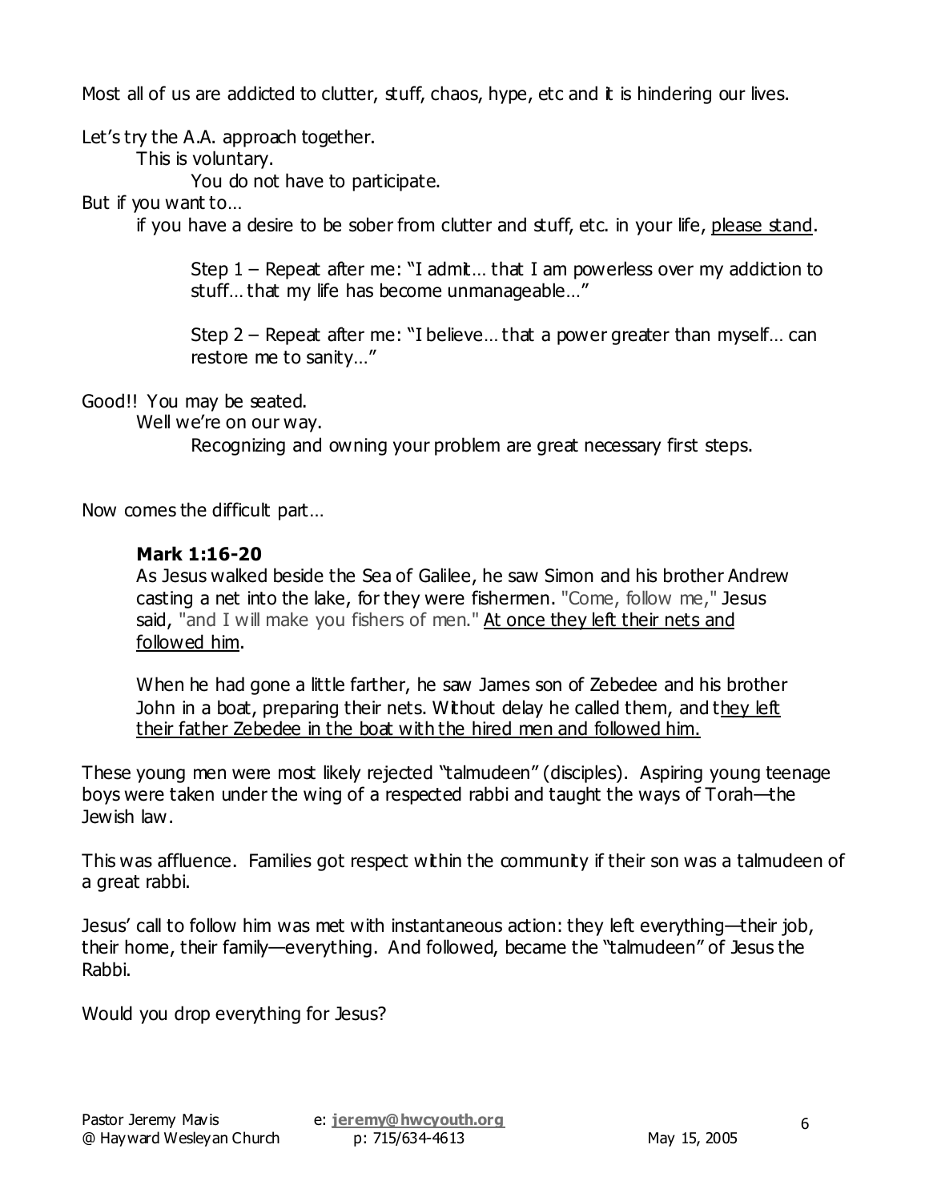Most all of us are addicted to clutter, stuff, chaos, hype, etc and it is hindering our lives.

Let's try the A.A. approach together.

This is voluntary.

You do not have to participate.

But if you want to…

if you have a desire to be sober from clutter and stuff, etc. in your life, <u>please stand</u>.

> Step 1 – Repeat after me: "I admit… that I am powerless over my addiction to stuff… that my life has become unmanageable…"
>
> Step 2 – Repeat after me: "I believe… that a power greater than myself… can restore me to sanity…"

Good!! You may be seated.

Well we're on our way.

Recognizing and owning your problem are great necessary first steps.

Now comes the difficult part…

> **Mark 1:16-20**
>
> As Jesus walked beside the Sea of Galilee, he saw Simon and his brother Andrew casting a net into the lake, for they were fishermen. "Come, follow me," Jesus said, "and I will make you fishers of men." <u>At once they left their nets and followed him</u>.
>
> When he had gone a little farther, he saw James son of Zebedee and his brother John in a boat, preparing their nets. Without delay he called them, and <u>they left their father Zebedee in the boat with the hired men and followed him.</u>

These young men were most likely rejected "talmudeen" (disciples). Aspiring young teenage boys were taken under the wing of a respected rabbi and taught the ways of Torah—the Jewish law.

This was affluence. Families got respect within the community if their son was a talmudeen of a great rabbi.

Jesus' call to follow him was met with instantaneous action: they left everything—their job, their home, their family—everything. And followed, became the "talmudeen" of Jesus the Rabbi.

Would you drop everything for Jesus?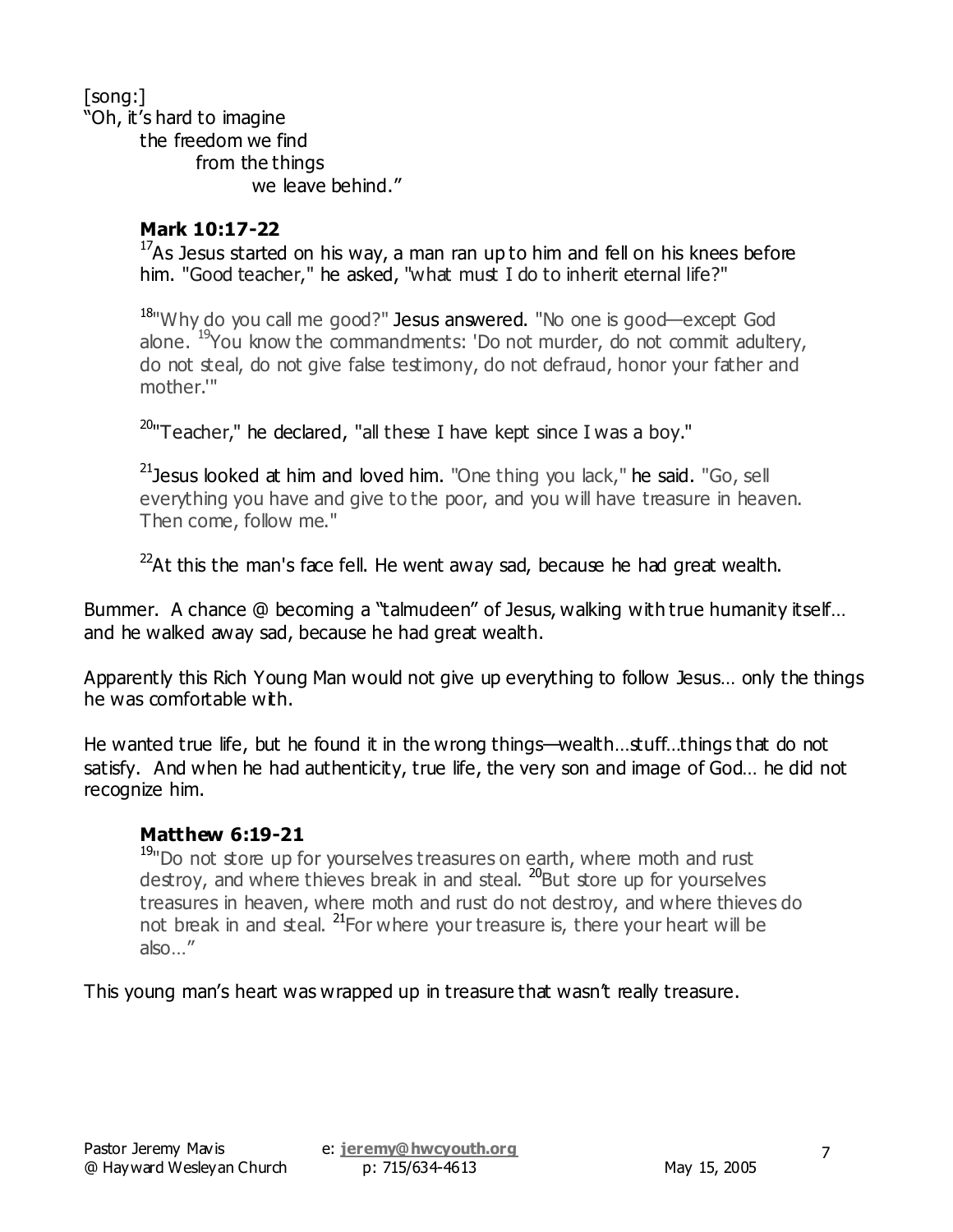[song:]

"Oh, it's hard to imagine
the freedom we find
from the things
we leave behind."

**Mark 10:17-22**

[17]As Jesus started on his way, a man ran up to him and fell on his knees before him. "Good teacher," he asked, "what must I do to inherit eternal life?"

[18]"Why do you call me good?" Jesus answered. "No one is good—except God alone. [19]You know the commandments: 'Do not murder, do not commit adultery, do not steal, do not give false testimony, do not defraud, honor your father and mother.'"

[20]"Teacher," he declared, "all these I have kept since I was a boy."

[21]Jesus looked at him and loved him. "One thing you lack," he said. "Go, sell everything you have and give to the poor, and you will have treasure in heaven. Then come, follow me."

[22]At this the man's face fell. He went away sad, because he had great wealth.

Bummer. A chance @ becoming a "talmudeen" of Jesus, walking with true humanity itself… and he walked away sad, because he had great wealth.

Apparently this Rich Young Man would not give up everything to follow Jesus… only the things he was comfortable with.

He wanted true life, but he found it in the wrong things—wealth…stuff…things that do not satisfy. And when he had authenticity, true life, the very son and image of God… he did not recognize him.

**Matthew 6:19-21**

[19]"Do not store up for yourselves treasures on earth, where moth and rust destroy, and where thieves break in and steal. [20]But store up for yourselves treasures in heaven, where moth and rust do not destroy, and where thieves do not break in and steal. [21]For where your treasure is, there your heart will be also…"

This young man's heart was wrapped up in treasure that wasn't really treasure.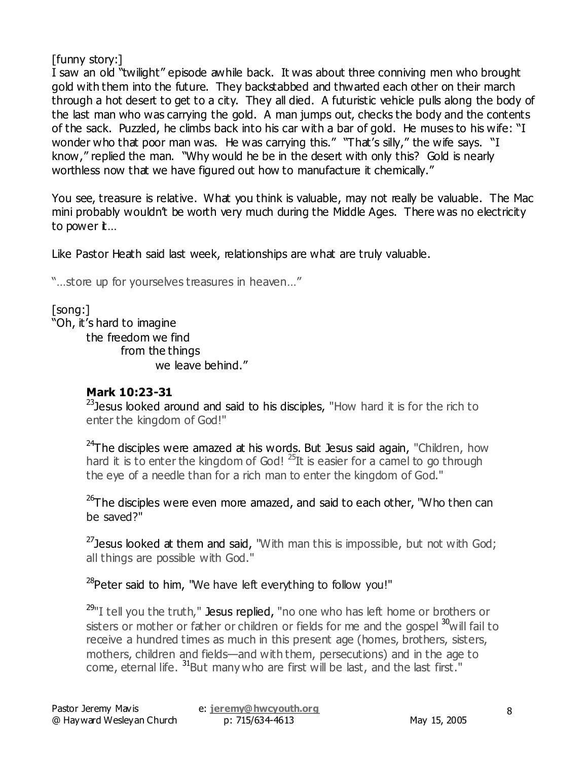[funny story:]

I saw an old "twilight" episode awhile back. It was about three conniving men who brought gold with them into the future. They backstabbed and thwarted each other on their march through a hot desert to get to a city. They all died. A futuristic vehicle pulls along the body of the last man who was carrying the gold. A man jumps out, checks the body and the contents of the sack. Puzzled, he climbs back into his car with a bar of gold. He muses to his wife: "I wonder who that poor man was. He was carrying this." "That's silly," the wife says. "I know," replied the man. "Why would he be in the desert with only this? Gold is nearly worthless now that we have figured out how to manufacture it chemically."

You see, treasure is relative. What you think is valuable, may not really be valuable. The Mac mini probably wouldn't be worth very much during the Middle Ages. There was no electricity to power it…

Like Pastor Heath said last week, relationships are what are truly valuable.

"…store up for yourselves treasures in heaven…"

[song:]

"Oh, it's hard to imagine
the freedom we find
from the things
we leave behind."

**Mark 10:23-31**

[23]Jesus looked around and said to his disciples, "How hard it is for the rich to enter the kingdom of God!"

[24]The disciples were amazed at his words. But Jesus said again, "Children, how hard it is to enter the kingdom of God! [25]It is easier for a camel to go through the eye of a needle than for a rich man to enter the kingdom of God."

[26]The disciples were even more amazed, and said to each other, "Who then can be saved?"

[27]Jesus looked at them and said, "With man this is impossible, but not with God; all things are possible with God."

[28]Peter said to him, "We have left everything to follow you!"

[29]"I tell you the truth," Jesus replied, "no one who has left home or brothers or sisters or mother or father or children or fields for me and the gospel [30]will fail to receive a hundred times as much in this present age (homes, brothers, sisters, mothers, children and fields—and with them, persecutions) and in the age to come, eternal life. [31]But many who are first will be last, and the last first."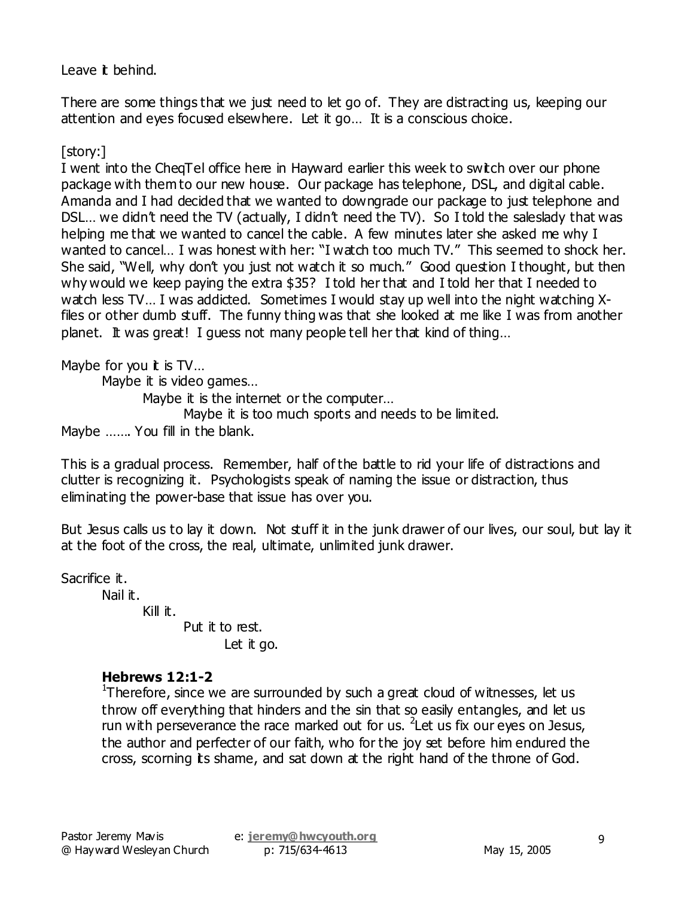Leave it behind.

There are some things that we just need to let go of. They are distracting us, keeping our attention and eyes focused elsewhere. Let it go… It is a conscious choice.

[story:]
I went into the CheqTel office here in Hayward earlier this week to switch over our phone package with them to our new house. Our package has telephone, DSL, and digital cable. Amanda and I had decided that we wanted to downgrade our package to just telephone and DSL… we didn't need the TV (actually, I didn't need the TV). So I told the saleslady that was helping me that we wanted to cancel the cable. A few minutes later she asked me why I wanted to cancel… I was honest with her: "I watch too much TV." This seemed to shock her. She said, "Well, why don't you just not watch it so much." Good question I thought, but then why would we keep paying the extra $35? I told her that and I told her that I needed to watch less TV… I was addicted. Sometimes I would stay up well into the night watching X-files or other dumb stuff. The funny thing was that she looked at me like I was from another planet. It was great! I guess not many people tell her that kind of thing…

Maybe for you it is TV…
Maybe it is video games…
Maybe it is the internet or the computer…
Maybe it is too much sports and needs to be limited.
Maybe ……. You fill in the blank.

This is a gradual process. Remember, half of the battle to rid your life of distractions and clutter is recognizing it. Psychologists speak of naming the issue or distraction, thus eliminating the power-base that issue has over you.

But Jesus calls us to lay it down. Not stuff it in the junk drawer of our lives, our soul, but lay it at the foot of the cross, the real, ultimate, unlimited junk drawer.

Sacrifice it.
Nail it.
Kill it.
Put it to rest.
Let it go.

**Hebrews 12:1-2**
[1]Therefore, since we are surrounded by such a great cloud of witnesses, let us throw off everything that hinders and the sin that so easily entangles, and let us run with perseverance the race marked out for us. [2]Let us fix our eyes on Jesus, the author and perfecter of our faith, who for the joy set before him endured the cross, scorning its shame, and sat down at the right hand of the throne of God.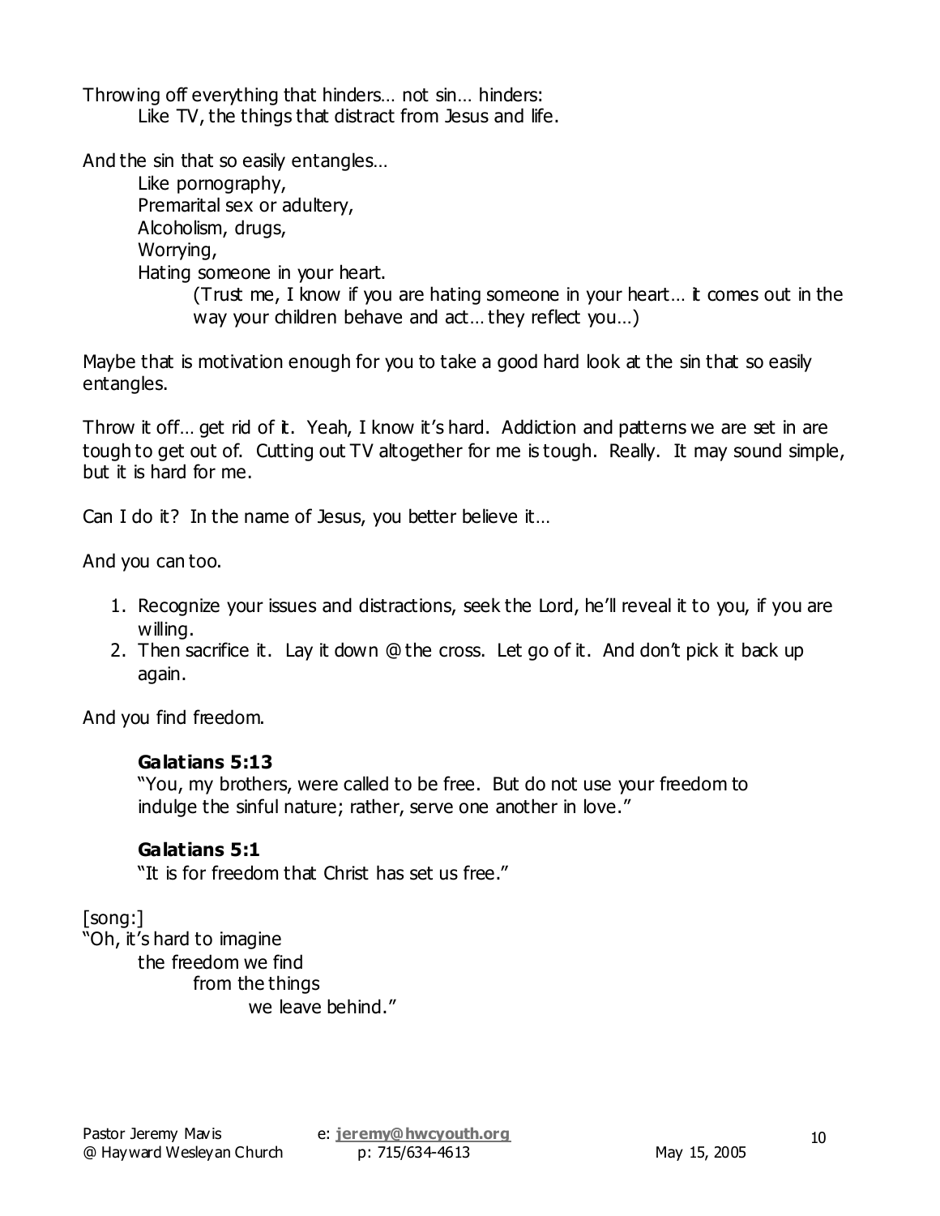Throwing off everything that hinders… not sin… hinders:
Like TV, the things that distract from Jesus and life.

And the sin that so easily entangles…
Like pornography,
Premarital sex or adultery,
Alcoholism, drugs,
Worrying,
Hating someone in your heart.
(Trust me, I know if you are hating someone in your heart… it comes out in the way your children behave and act… they reflect you…)

Maybe that is motivation enough for you to take a good hard look at the sin that so easily entangles.

Throw it off… get rid of it. Yeah, I know it's hard. Addiction and patterns we are set in are tough to get out of. Cutting out TV altogether for me is tough. Really. It may sound simple, but it is hard for me.

Can I do it? In the name of Jesus, you better believe it…

And you can too.

1. Recognize your issues and distractions, seek the Lord, he'll reveal it to you, if you are willing.
2. Then sacrifice it. Lay it down @ the cross. Let go of it. And don't pick it back up again.

And you find freedom.

> **Galatians 5:13**
> "You, my brothers, were called to be free. But do not use your freedom to indulge the sinful nature; rather, serve one another in love."
>
> **Galatians 5:1**
> "It is for freedom that Christ has set us free."

[song:]
"Oh, it's hard to imagine
the freedom we find
from the things
we leave behind."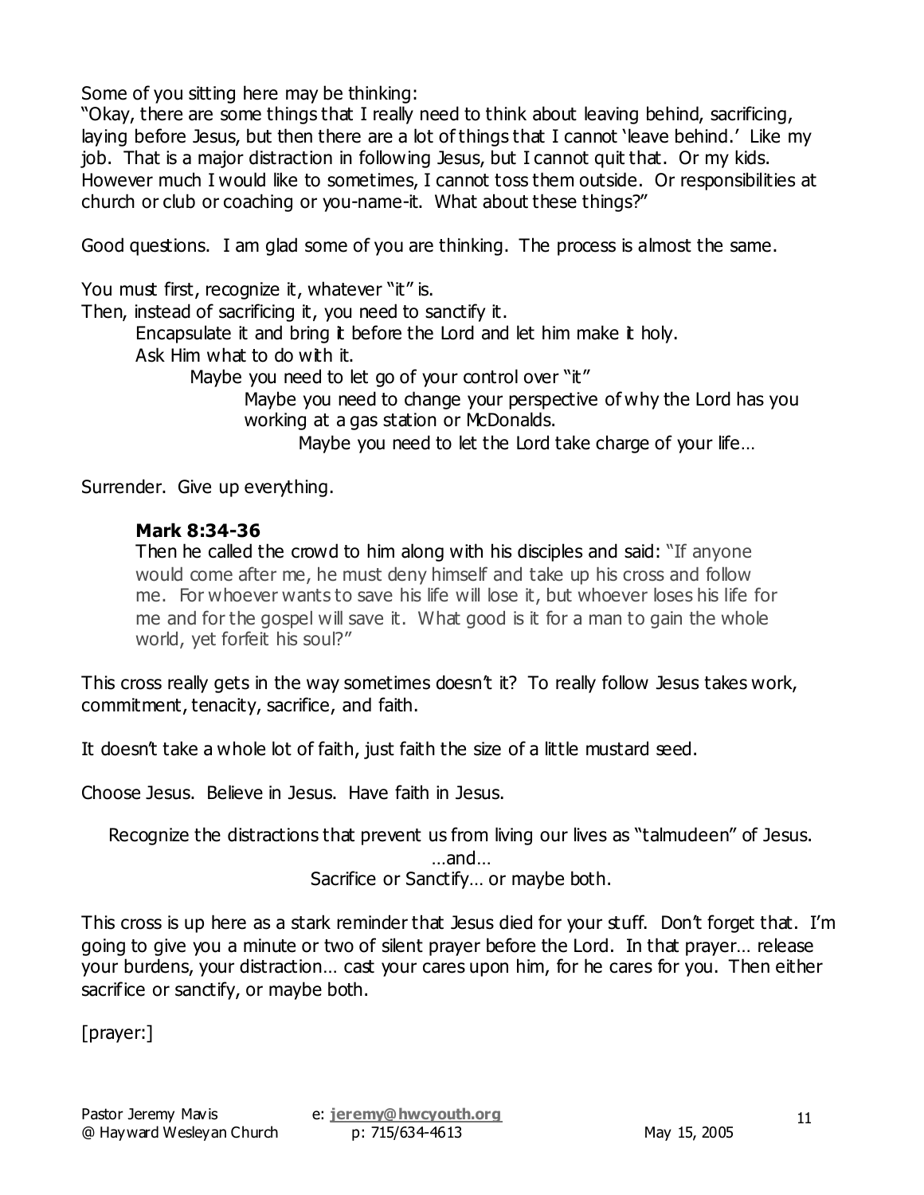Some of you sitting here may be thinking:
"Okay, there are some things that I really need to think about leaving behind, sacrificing, laying before Jesus, but then there are a lot of things that I cannot 'leave behind.' Like my job. That is a major distraction in following Jesus, but I cannot quit that. Or my kids. However much I would like to sometimes, I cannot toss them outside. Or responsibilities at church or club or coaching or you-name-it. What about these things?"

Good questions. I am glad some of you are thinking. The process is almost the same.

You must first, recognize it, whatever "it" is.
Then, instead of sacrificing it, you need to sanctify it.

> Encapsulate it and bring it before the Lord and let him make it holy.
> Ask Him what to do with it.
>
> > Maybe you need to let go of your control over "it"
> >
> > > Maybe you need to change your perspective of why the Lord has you working at a gas station or McDonalds.
> > >
> > > > Maybe you need to let the Lord take charge of your life…

Surrender. Give up everything.

> **Mark 8:34-36**
> Then he called the crowd to him along with his disciples and said: "If anyone would come after me, he must deny himself and take up his cross and follow me. For whoever wants to save his life will lose it, but whoever loses his life for me and for the gospel will save it. What good is it for a man to gain the whole world, yet forfeit his soul?"

This cross really gets in the way sometimes doesn't it? To really follow Jesus takes work, commitment, tenacity, sacrifice, and faith.

It doesn't take a whole lot of faith, just faith the size of a little mustard seed.

Choose Jesus. Believe in Jesus. Have faith in Jesus.

Recognize the distractions that prevent us from living our lives as "talmudeen" of Jesus.
…and…
Sacrifice or Sanctify… or maybe both.

This cross is up here as a stark reminder that Jesus died for your stuff. Don't forget that. I'm going to give you a minute or two of silent prayer before the Lord. In that prayer… release your burdens, your distraction… cast your cares upon him, for he cares for you. Then either sacrifice or sanctify, or maybe both.

[prayer:]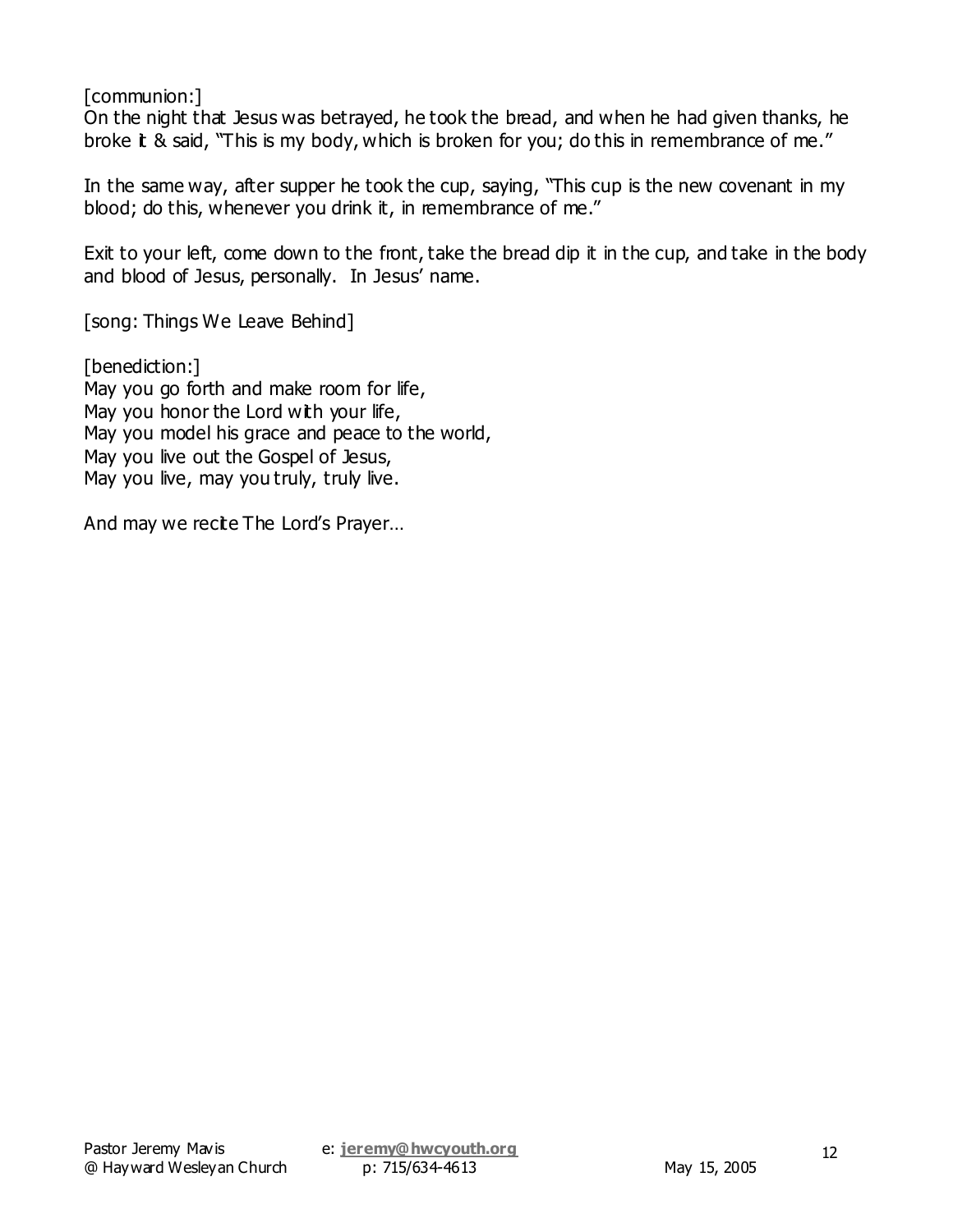[communion:]
On the night that Jesus was betrayed, he took the bread, and when he had given thanks, he broke it & said, "This is my body, which is broken for you; do this in remembrance of me."

In the same way, after supper he took the cup, saying, "This cup is the new covenant in my blood; do this, whenever you drink it, in remembrance of me."

Exit to your left, come down to the front, take the bread dip it in the cup, and take in the body and blood of Jesus, personally. In Jesus' name.

[song: Things We Leave Behind]

[benediction:]
May you go forth and make room for life,
May you honor the Lord with your life,
May you model his grace and peace to the world,
May you live out the Gospel of Jesus,
May you live, may you truly, truly live.

And may we recite The Lord's Prayer…